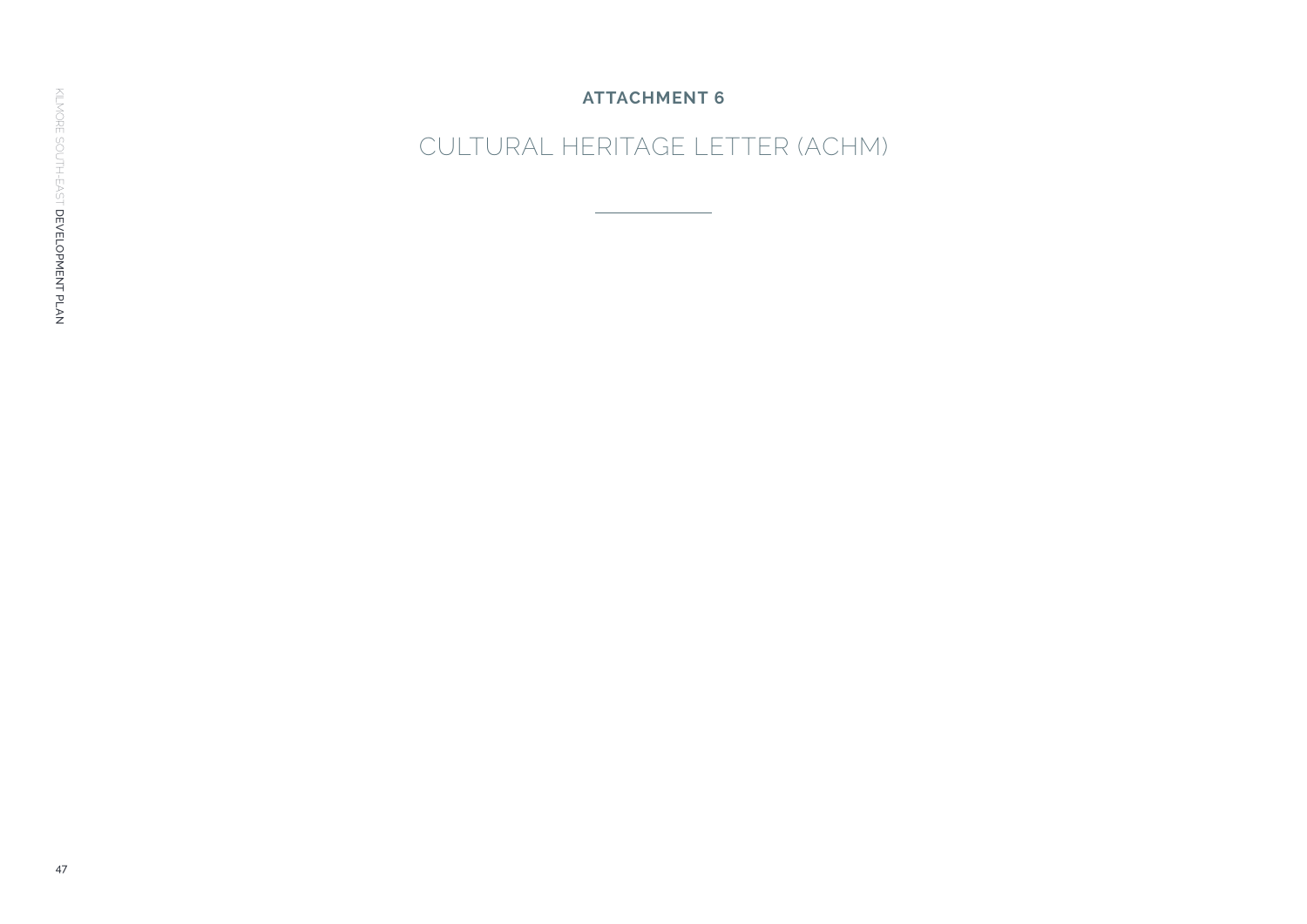**ATTACHMENT 6**

# CULTURAL HERITAGE LETTER (ACHM)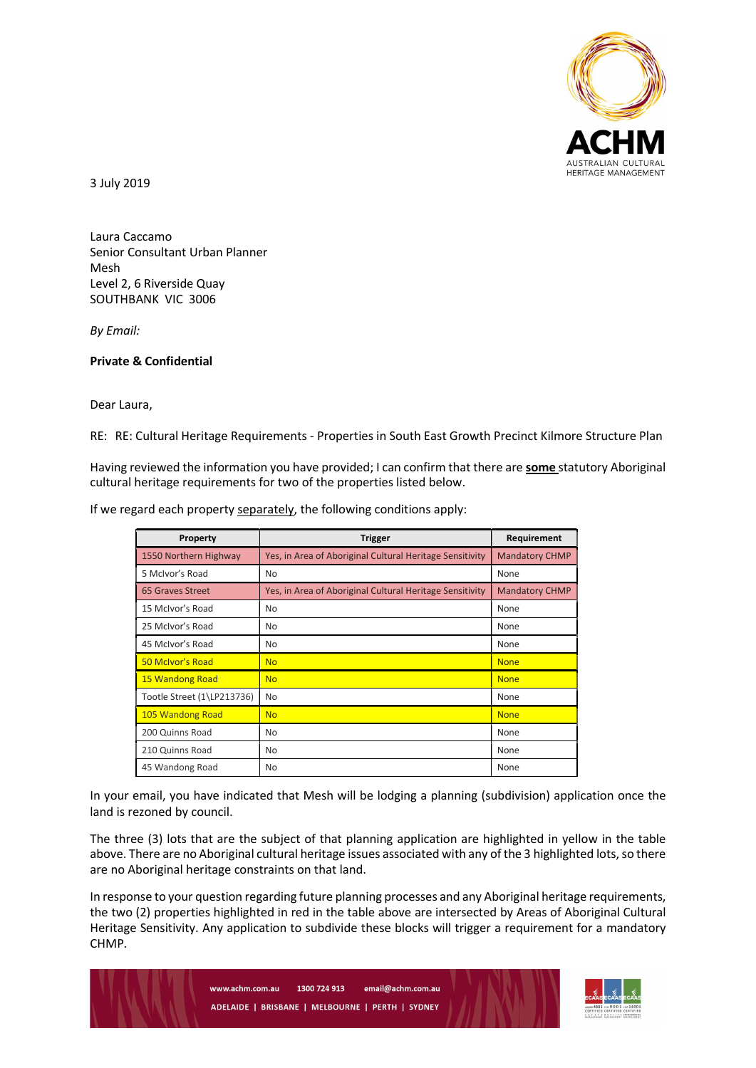3 July 2019

Laura Caccamo
Senior Consultant Urban Planner
Mesh
Level 2, 6 Riverside Quay
SOUTHBANK VIC 3006

*By Email:*

**Private & Confidential**

Dear Laura,

RE: RE: Cultural Heritage Requirements - Properties in South East Growth Precinct Kilmore Structure Plan

Having reviewed the information you have provided; I can confirm that there are **some** statutory Aboriginal cultural heritage requirements for two of the properties listed below.

If we regard each property separately, the following conditions apply:

| Property | Trigger | Requirement |
|---|---|---|
| 1550 Northern Highway | Yes, in Area of Aboriginal Cultural Heritage Sensitivity | Mandatory CHMP |
| 5 McIvor's Road | No | None |
| 65 Graves Street | Yes, in Area of Aboriginal Cultural Heritage Sensitivity | Mandatory CHMP |
| 15 McIvor's Road | No | None |
| 25 McIvor's Road | No | None |
| 45 McIvor's Road | No | None |
| 50 McIvor's Road | No | None |
| 15 Wandong Road | No | None |
| Tootle Street (1\LP213736) | No | None |
| 105 Wandong Road | No | None |
| 200 Quinns Road | No | None |
| 210 Quinns Road | No | None |
| 45 Wandong Road | No | None |

In your email, you have indicated that Mesh will be lodging a planning (subdivision) application once the land is rezoned by council.

The three (3) lots that are the subject of that planning application are highlighted in yellow in the table above. There are no Aboriginal cultural heritage issues associated with any of the 3 highlighted lots, so there are no Aboriginal heritage constraints on that land.

In response to your question regarding future planning processes and any Aboriginal heritage requirements, the two (2) properties highlighted in red in the table above are intersected by Areas of Aboriginal Cultural Heritage Sensitivity. Any application to subdivide these blocks will trigger a requirement for a mandatory CHMP.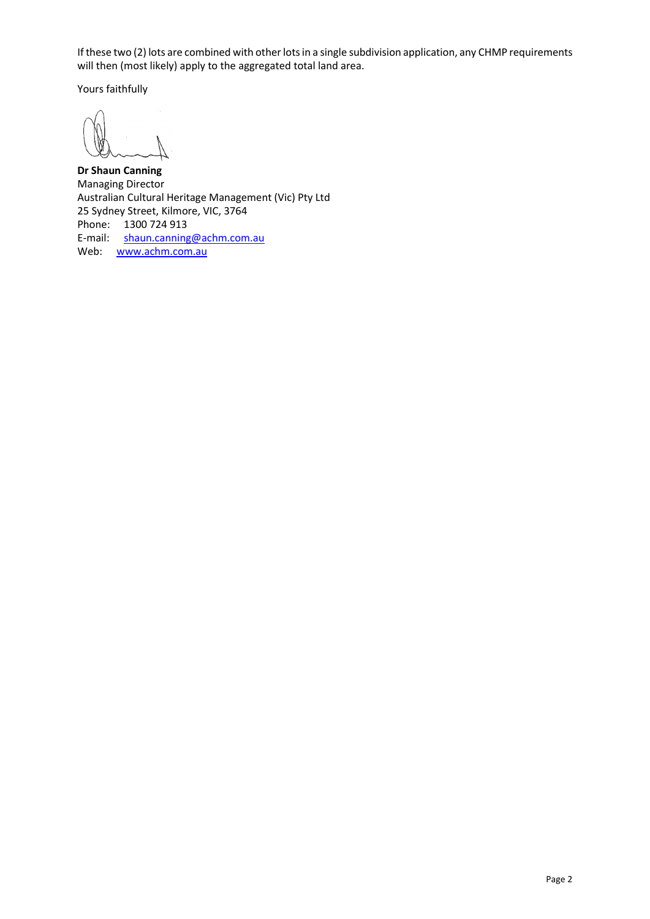If these two (2) lots are combined with other lots in a single subdivision application, any CHMP requirements will then (most likely) apply to the aggregated total land area.

Yours faithfully

**Dr Shaun Canning**
Managing Director
Australian Cultural Heritage Management (Vic) Pty Ltd
25 Sydney Street, Kilmore, VIC, 3764
Phone: 1300 724 913
E-mail: shaun.canning@achm.com.au
Web: www.achm.com.au